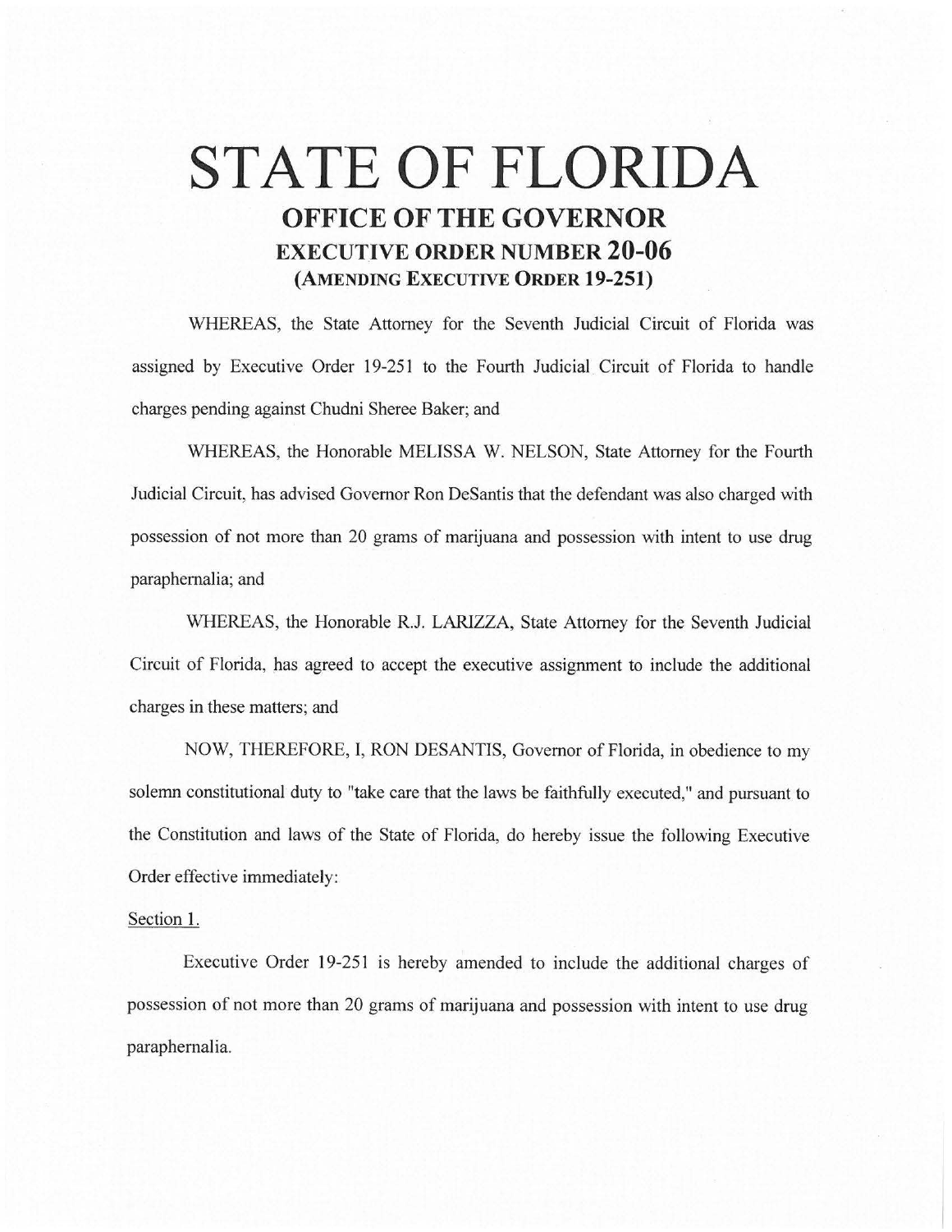# STATE OF FLORIDA

## OFFICE OF THE GOVERNOR

### EXECUTIVE ORDER NUMBER 20-06

### (AMENDING EXECUTIVE ORDER 19-251)

WHEREAS, the State Attorney for the Seventh Judicial Circuit of Florida was assigned by Executive Order 19-251 to the Fourth Judicial Circuit of Florida to handle charges pending against Chudni Sheree Baker; and

WHEREAS, the Honorable MELISSA W. NELSON, State Attorney for the Fourth Judicial Circuit, has advised Governor Ron DeSantis that the defendant was also charged with possession of not more than 20 grams of marijuana and possession with intent to use drug paraphernalia; and

WHEREAS, the Honorable R.J. LARIZZA, State Attorney for the Seventh Judicial Circuit of Florida, has agreed to accept the executive assignment to include the additional charges in these matters; and

NOW, THEREFORE, I, RON DESANTIS, Governor of Florida, in obedience to my solemn constitutional duty to "take care that the laws be faithfully executed," and pursuant to the Constitution and laws of the State of Florida, do hereby issue the following Executive Order effective immediately:

Section 1.

Executive Order 19-251 is hereby amended to include the additional charges of possession of not more than 20 grams of marijuana and possession with intent to use drug paraphernalia.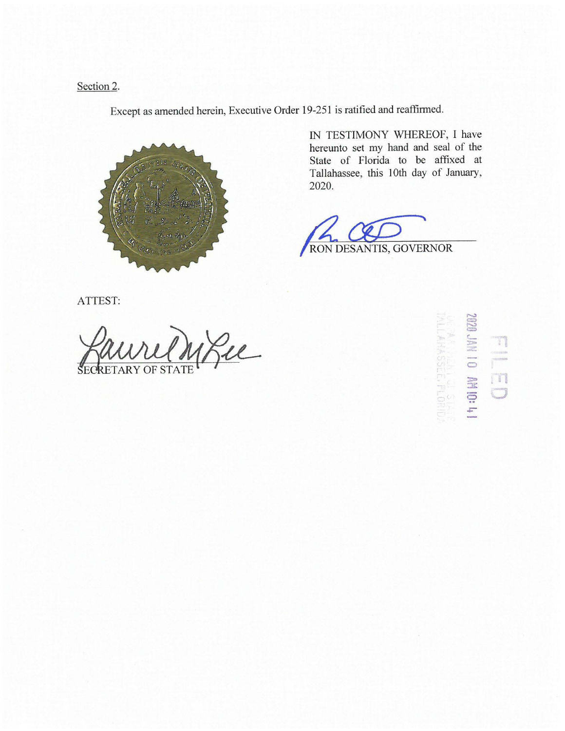Section 2.

Except as amended herein, Executive Order 19-251 is ratified and reaffirmed.

IN TESTIMONY WHEREOF, I have hereunto set my hand and seal of the State of Florida to be affixed at Tallahassee, this 10th day of January, 2020.

RON DESANTIS, GOVERNOR

ATTEST:

SECRETARY OF STATE

FILED

2020 JAN 10 AM 10:41

DEPARTMENT OF STATE
TALLAHASSEE, FLORIDA